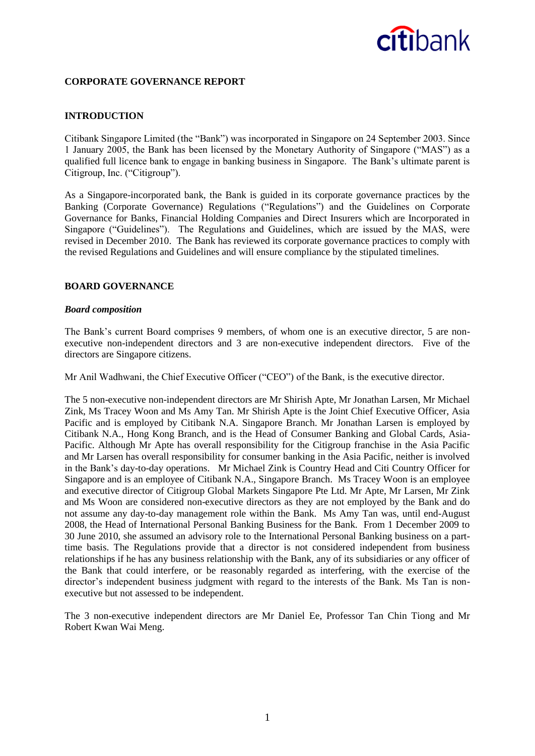# CORPORATE GOVERNANCE REPORT

## INTRODUCTION

Citibank Singapore Limited (the "Bank") was incorporated in Singapore on 24 September 2003. Since 1 January 2005, the Bank has been licensed by the Monetary Authority of Singapore ("MAS") as a qualified full licence bank to engage in banking business in Singapore. The Bank's ultimate parent is Citigroup, Inc. ("Citigroup").

As a Singapore-incorporated bank, the Bank is guided in its corporate governance practices by the Banking (Corporate Governance) Regulations ("Regulations") and the Guidelines on Corporate Governance for Banks, Financial Holding Companies and Direct Insurers which are Incorporated in Singapore ("Guidelines"). The Regulations and Guidelines, which are issued by the MAS, were revised in December 2010. The Bank has reviewed its corporate governance practices to comply with the revised Regulations and Guidelines and will ensure compliance by the stipulated timelines.

## BOARD GOVERNANCE

### *Board composition*

The Bank's current Board comprises 9 members, of whom one is an executive director, 5 are non-executive non-independent directors and 3 are non-executive independent directors. Five of the directors are Singapore citizens.

Mr Anil Wadhwani, the Chief Executive Officer ("CEO") of the Bank, is the executive director.

The 5 non-executive non-independent directors are Mr Shirish Apte, Mr Jonathan Larsen, Mr Michael Zink, Ms Tracey Woon and Ms Amy Tan. Mr Shirish Apte is the Joint Chief Executive Officer, Asia Pacific and is employed by Citibank N.A. Singapore Branch. Mr Jonathan Larsen is employed by Citibank N.A., Hong Kong Branch, and is the Head of Consumer Banking and Global Cards, Asia-Pacific. Although Mr Apte has overall responsibility for the Citigroup franchise in the Asia Pacific and Mr Larsen has overall responsibility for consumer banking in the Asia Pacific, neither is involved in the Bank's day-to-day operations. Mr Michael Zink is Country Head and Citi Country Officer for Singapore and is an employee of Citibank N.A., Singapore Branch. Ms Tracey Woon is an employee and executive director of Citigroup Global Markets Singapore Pte Ltd. Mr Apte, Mr Larsen, Mr Zink and Ms Woon are considered non-executive directors as they are not employed by the Bank and do not assume any day-to-day management role within the Bank. Ms Amy Tan was, until end-August 2008, the Head of International Personal Banking Business for the Bank. From 1 December 2009 to 30 June 2010, she assumed an advisory role to the International Personal Banking business on a part-time basis. The Regulations provide that a director is not considered independent from business relationships if he has any business relationship with the Bank, any of its subsidiaries or any officer of the Bank that could interfere, or be reasonably regarded as interfering, with the exercise of the director's independent business judgment with regard to the interests of the Bank. Ms Tan is non-executive but not assessed to be independent.

The 3 non-executive independent directors are Mr Daniel Ee, Professor Tan Chin Tiong and Mr Robert Kwan Wai Meng.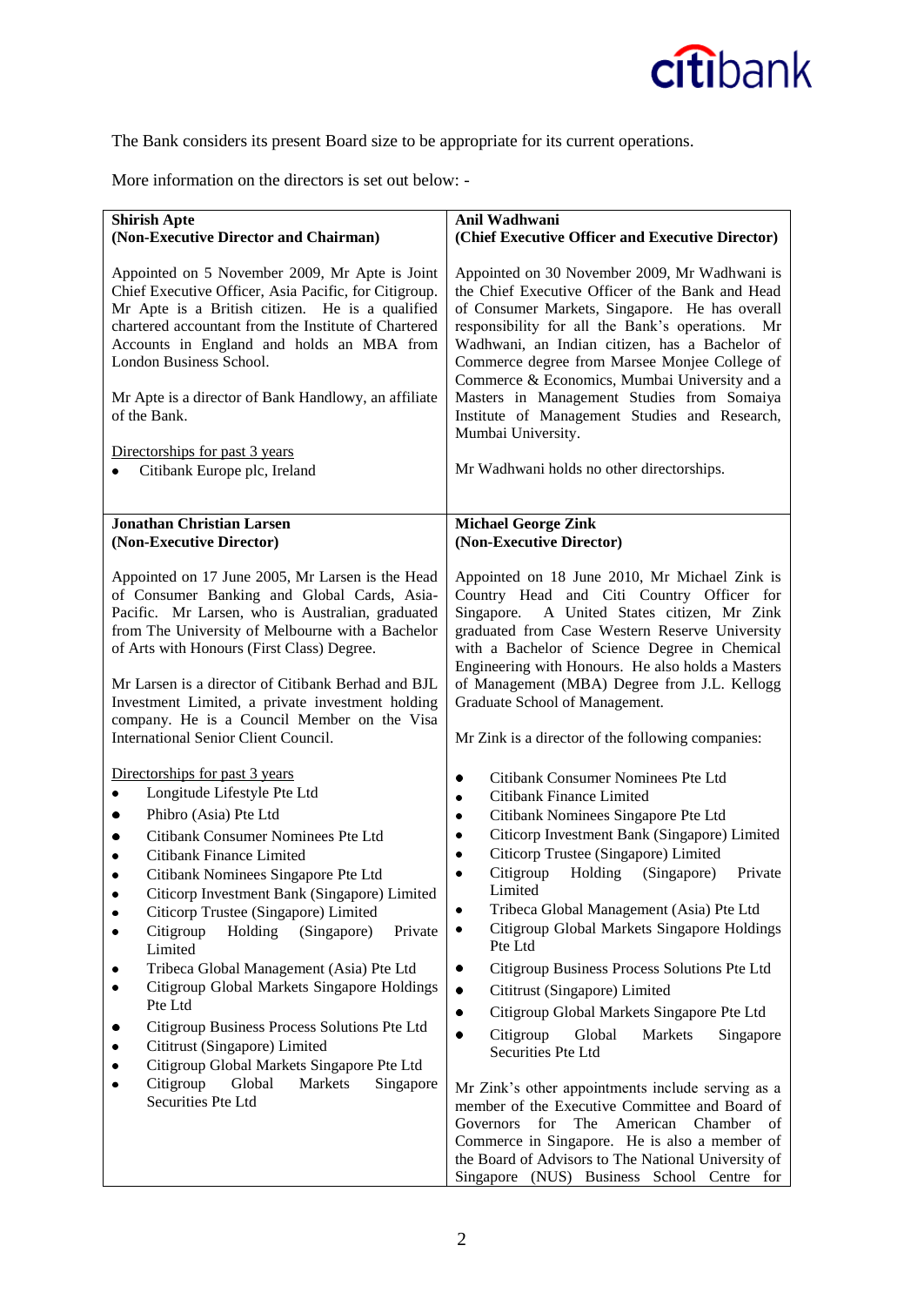The Bank considers its present Board size to be appropriate for its current operations.

More information on the directors is set out below: -

**Shirish Apte**
**(Non-Executive Director and Chairman)**

Appointed on 5 November 2009, Mr Apte is Joint Chief Executive Officer, Asia Pacific, for Citigroup. Mr Apte is a British citizen. He is a qualified chartered accountant from the Institute of Chartered Accounts in England and holds an MBA from London Business School.

Mr Apte is a director of Bank Handlowy, an affiliate of the Bank.

Directorships for past 3 years

- Citibank Europe plc, Ireland

**Anil Wadhwani**
**(Chief Executive Officer and Executive Director)**

Appointed on 30 November 2009, Mr Wadhwani is the Chief Executive Officer of the Bank and Head of Consumer Markets, Singapore. He has overall responsibility for all the Bank's operations. Mr Wadhwani, an Indian citizen, has a Bachelor of Commerce degree from Marsee Monjee College of Commerce & Economics, Mumbai University and a Masters in Management Studies from Somaiya Institute of Management Studies and Research, Mumbai University.

Mr Wadhwani holds no other directorships.

**Jonathan Christian Larsen**
**(Non-Executive Director)**

Appointed on 17 June 2005, Mr Larsen is the Head of Consumer Banking and Global Cards, Asia-Pacific. Mr Larsen, who is Australian, graduated from The University of Melbourne with a Bachelor of Arts with Honours (First Class) Degree.

Mr Larsen is a director of Citibank Berhad and BJL Investment Limited, a private investment holding company. He is a Council Member on the Visa International Senior Client Council.

Directorships for past 3 years

- Longitude Lifestyle Pte Ltd
- Phibro (Asia) Pte Ltd
- Citibank Consumer Nominees Pte Ltd
- Citibank Finance Limited
- Citibank Nominees Singapore Pte Ltd
- Citicorp Investment Bank (Singapore) Limited
- Citicorp Trustee (Singapore) Limited
- Citigroup Holding (Singapore) Private Limited
- Tribeca Global Management (Asia) Pte Ltd
- Citigroup Global Markets Singapore Holdings Pte Ltd
- Citigroup Business Process Solutions Pte Ltd
- Cititrust (Singapore) Limited
- Citigroup Global Markets Singapore Pte Ltd
- Citigroup Global Markets Singapore Securities Pte Ltd

**Michael George Zink**
**(Non-Executive Director)**

Appointed on 18 June 2010, Mr Michael Zink is Country Head and Citi Country Officer for Singapore. A United States citizen, Mr Zink graduated from Case Western Reserve University with a Bachelor of Science Degree in Chemical Engineering with Honours. He also holds a Masters of Management (MBA) Degree from J.L. Kellogg Graduate School of Management.

Mr Zink is a director of the following companies:

- Citibank Consumer Nominees Pte Ltd
- Citibank Finance Limited
- Citibank Nominees Singapore Pte Ltd
- Citicorp Investment Bank (Singapore) Limited
- Citicorp Trustee (Singapore) Limited
- Citigroup Holding (Singapore) Private Limited
- Tribeca Global Management (Asia) Pte Ltd
- Citigroup Global Markets Singapore Holdings Pte Ltd
- Citigroup Business Process Solutions Pte Ltd
- Cititrust (Singapore) Limited
- Citigroup Global Markets Singapore Pte Ltd
- Citigroup Global Markets Singapore Securities Pte Ltd

Mr Zink's other appointments include serving as a member of the Executive Committee and Board of Governors for The American Chamber of Commerce in Singapore. He is also a member of the Board of Advisors to The National University of Singapore (NUS) Business School Centre for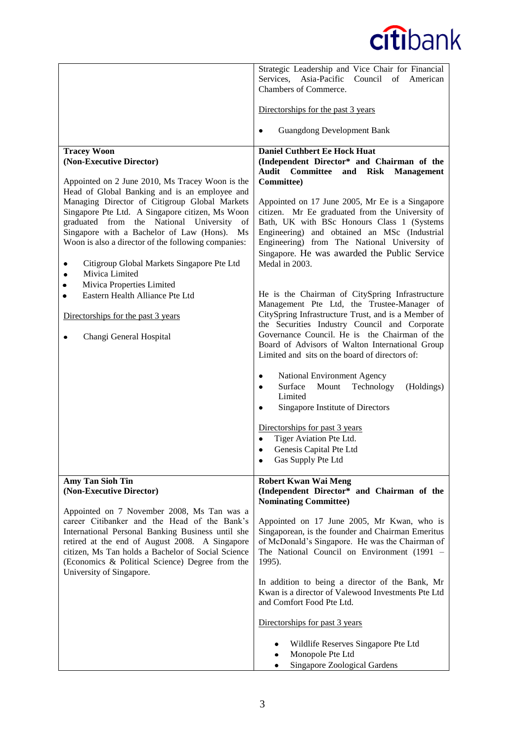| | |
|---|---|
| | Strategic Leadership and Vice Chair for Financial Services, Asia-Pacific Council of American Chambers of Commerce.<br><br>Directorships for the past 3 years<br><br>• Guangdong Development Bank |
| **Tracey Woon**<br>**(Non-Executive Director)**<br><br>Appointed on 2 June 2010, Ms Tracey Woon is the Head of Global Banking and is an employee and Managing Director of Citigroup Global Markets Singapore Pte Ltd. A Singapore citizen, Ms Woon graduated from the National University of Singapore with a Bachelor of Law (Hons). Ms Woon is also a director of the following companies:<br><br>• Citigroup Global Markets Singapore Pte Ltd<br>• Mivica Limited<br>• Mivica Properties Limited<br>• Eastern Health Alliance Pte Ltd<br><br>Directorships for the past 3 years<br><br>• Changi General Hospital | **Daniel Cuthbert Ee Hock Huat**<br>**(Independent Director* and Chairman of the Audit Committee and Risk Management Committee)**<br><br>Appointed on 17 June 2005, Mr Ee is a Singapore citizen. Mr Ee graduated from the University of Bath, UK with BSc Honours Class 1 (Systems Engineering) and obtained an MSc (Industrial Engineering) from The National University of Singapore. He was awarded the Public Service Medal in 2003.<br><br>He is the Chairman of CitySpring Infrastructure Management Pte Ltd, the Trustee-Manager of CitySpring Infrastructure Trust, and is a Member of the Securities Industry Council and Corporate Governance Council. He is the Chairman of the Board of Advisors of Walton International Group Limited and sits on the board of directors of:<br><br>• National Environment Agency<br>• Surface Mount Technology (Holdings) Limited<br>• Singapore Institute of Directors<br><br>Directorships for past 3 years<br>• Tiger Aviation Pte Ltd.<br>• Genesis Capital Pte Ltd<br>• Gas Supply Pte Ltd |
| **Amy Tan Sioh Tin**<br>**(Non-Executive Director)**<br><br>Appointed on 7 November 2008, Ms Tan was a career Citibanker and the Head of the Bank's International Personal Banking Business until she retired at the end of August 2008. A Singapore citizen, Ms Tan holds a Bachelor of Social Science (Economics & Political Science) Degree from the University of Singapore. | **Robert Kwan Wai Meng**<br>**(Independent Director* and Chairman of the Nominating Committee)**<br><br>Appointed on 17 June 2005, Mr Kwan, who is Singaporean, is the founder and Chairman Emeritus of McDonald's Singapore. He was the Chairman of The National Council on Environment (1991 – 1995).<br><br>In addition to being a director of the Bank, Mr Kwan is a director of Valewood Investments Pte Ltd and Comfort Food Pte Ltd.<br><br>Directorships for past 3 years<br><br>• Wildlife Reserves Singapore Pte Ltd<br>• Monopole Pte Ltd<br>• Singapore Zoological Gardens |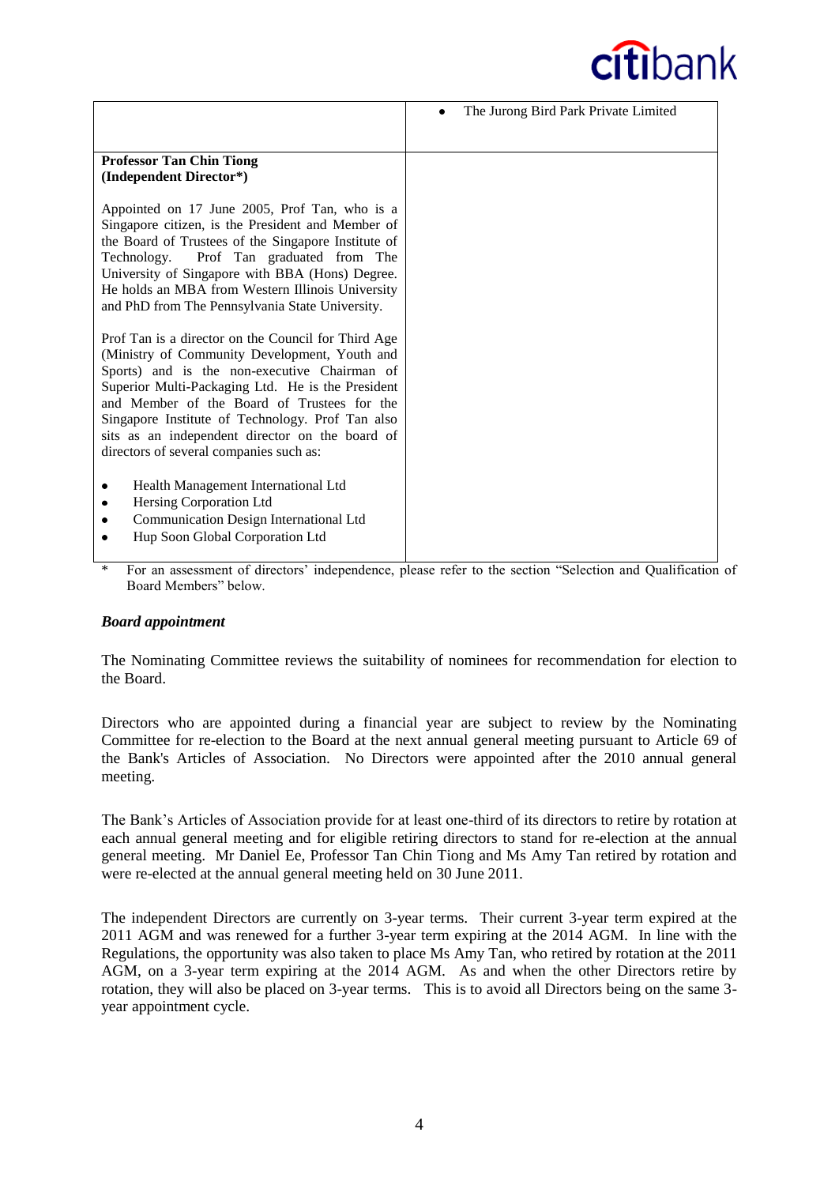| | |
|---|---|
| | • The Jurong Bird Park Private Limited |
| **Professor Tan Chin Tiong (Independent Director*)**<br><br>Appointed on 17 June 2005, Prof Tan, who is a Singapore citizen, is the President and Member of the Board of Trustees of the Singapore Institute of Technology. Prof Tan graduated from The University of Singapore with BBA (Hons) Degree. He holds an MBA from Western Illinois University and PhD from The Pennsylvania State University.<br><br>Prof Tan is a director on the Council for Third Age (Ministry of Community Development, Youth and Sports) and is the non-executive Chairman of Superior Multi-Packaging Ltd. He is the President and Member of the Board of Trustees for the Singapore Institute of Technology. Prof Tan also sits as an independent director on the board of directors of several companies such as:<br><br>• Health Management International Ltd<br>• Hersing Corporation Ltd<br>• Communication Design International Ltd<br>• Hup Soon Global Corporation Ltd | |

\* For an assessment of directors' independence, please refer to the section "Selection and Qualification of Board Members" below.

***Board appointment***

The Nominating Committee reviews the suitability of nominees for recommendation for election to the Board.

Directors who are appointed during a financial year are subject to review by the Nominating Committee for re-election to the Board at the next annual general meeting pursuant to Article 69 of the Bank's Articles of Association. No Directors were appointed after the 2010 annual general meeting.

The Bank's Articles of Association provide for at least one-third of its directors to retire by rotation at each annual general meeting and for eligible retiring directors to stand for re-election at the annual general meeting. Mr Daniel Ee, Professor Tan Chin Tiong and Ms Amy Tan retired by rotation and were re-elected at the annual general meeting held on 30 June 2011.

The independent Directors are currently on 3-year terms. Their current 3-year term expired at the 2011 AGM and was renewed for a further 3-year term expiring at the 2014 AGM. In line with the Regulations, the opportunity was also taken to place Ms Amy Tan, who retired by rotation at the 2011 AGM, on a 3-year term expiring at the 2014 AGM. As and when the other Directors retire by rotation, they will also be placed on 3-year terms. This is to avoid all Directors being on the same 3-year appointment cycle.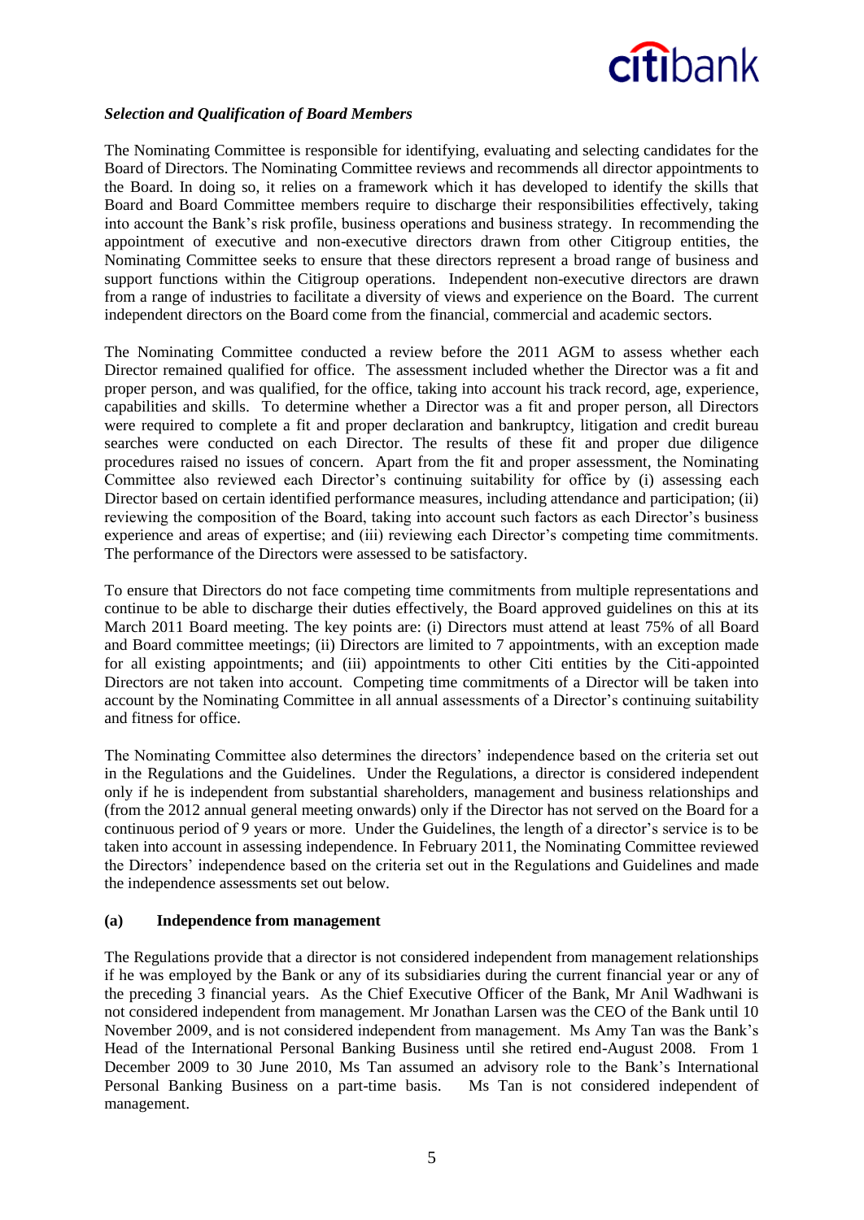*Selection and Qualification of Board Members*

The Nominating Committee is responsible for identifying, evaluating and selecting candidates for the Board of Directors. The Nominating Committee reviews and recommends all director appointments to the Board. In doing so, it relies on a framework which it has developed to identify the skills that Board and Board Committee members require to discharge their responsibilities effectively, taking into account the Bank's risk profile, business operations and business strategy. In recommending the appointment of executive and non-executive directors drawn from other Citigroup entities, the Nominating Committee seeks to ensure that these directors represent a broad range of business and support functions within the Citigroup operations. Independent non-executive directors are drawn from a range of industries to facilitate a diversity of views and experience on the Board. The current independent directors on the Board come from the financial, commercial and academic sectors.

The Nominating Committee conducted a review before the 2011 AGM to assess whether each Director remained qualified for office. The assessment included whether the Director was a fit and proper person, and was qualified, for the office, taking into account his track record, age, experience, capabilities and skills. To determine whether a Director was a fit and proper person, all Directors were required to complete a fit and proper declaration and bankruptcy, litigation and credit bureau searches were conducted on each Director. The results of these fit and proper due diligence procedures raised no issues of concern. Apart from the fit and proper assessment, the Nominating Committee also reviewed each Director's continuing suitability for office by (i) assessing each Director based on certain identified performance measures, including attendance and participation; (ii) reviewing the composition of the Board, taking into account such factors as each Director's business experience and areas of expertise; and (iii) reviewing each Director's competing time commitments. The performance of the Directors were assessed to be satisfactory.

To ensure that Directors do not face competing time commitments from multiple representations and continue to be able to discharge their duties effectively, the Board approved guidelines on this at its March 2011 Board meeting. The key points are: (i) Directors must attend at least 75% of all Board and Board committee meetings; (ii) Directors are limited to 7 appointments, with an exception made for all existing appointments; and (iii) appointments to other Citi entities by the Citi-appointed Directors are not taken into account. Competing time commitments of a Director will be taken into account by the Nominating Committee in all annual assessments of a Director's continuing suitability and fitness for office.

The Nominating Committee also determines the directors' independence based on the criteria set out in the Regulations and the Guidelines. Under the Regulations, a director is considered independent only if he is independent from substantial shareholders, management and business relationships and (from the 2012 annual general meeting onwards) only if the Director has not served on the Board for a continuous period of 9 years or more. Under the Guidelines, the length of a director's service is to be taken into account in assessing independence. In February 2011, the Nominating Committee reviewed the Directors' independence based on the criteria set out in the Regulations and Guidelines and made the independence assessments set out below.

**(a) Independence from management**

The Regulations provide that a director is not considered independent from management relationships if he was employed by the Bank or any of its subsidiaries during the current financial year or any of the preceding 3 financial years. As the Chief Executive Officer of the Bank, Mr Anil Wadhwani is not considered independent from management. Mr Jonathan Larsen was the CEO of the Bank until 10 November 2009, and is not considered independent from management. Ms Amy Tan was the Bank's Head of the International Personal Banking Business until she retired end-August 2008. From 1 December 2009 to 30 June 2010, Ms Tan assumed an advisory role to the Bank's International Personal Banking Business on a part-time basis. Ms Tan is not considered independent of management.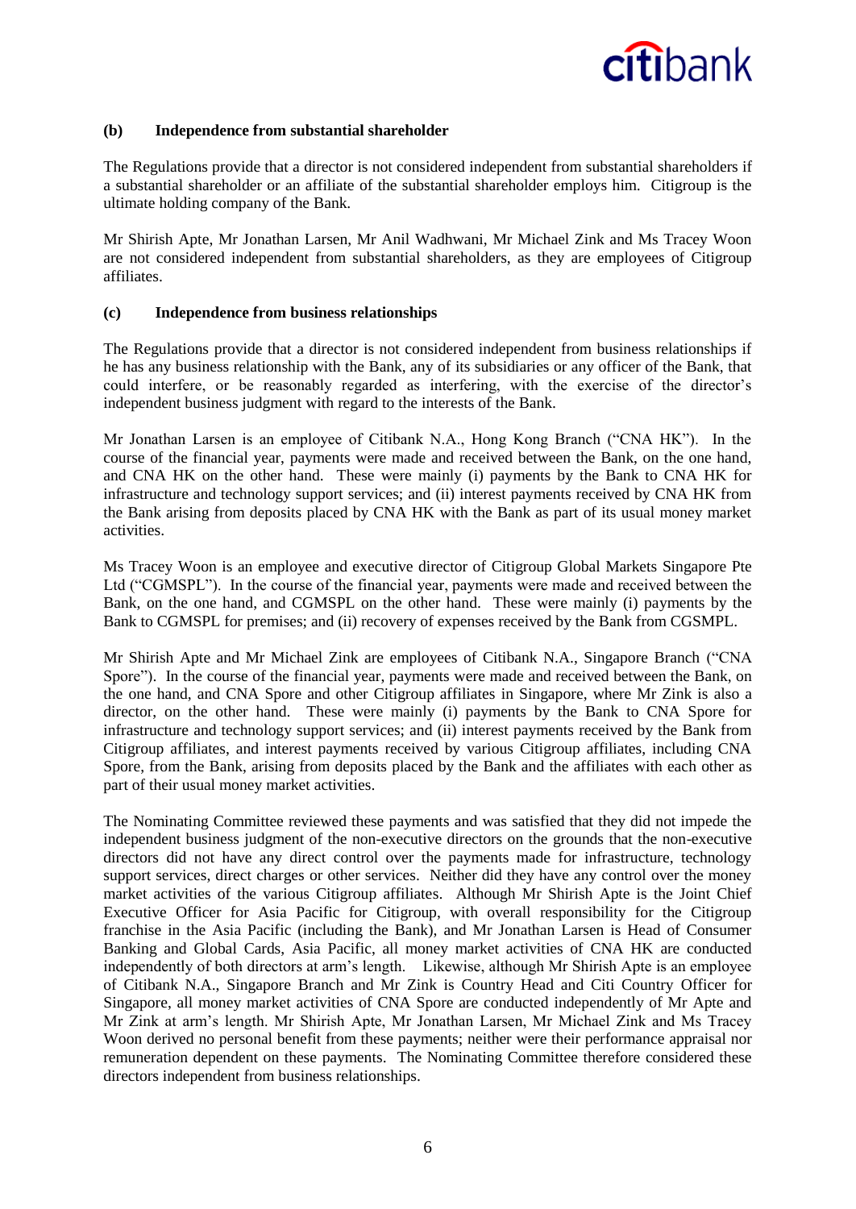**(b) Independence from substantial shareholder**

The Regulations provide that a director is not considered independent from substantial shareholders if a substantial shareholder or an affiliate of the substantial shareholder employs him. Citigroup is the ultimate holding company of the Bank.

Mr Shirish Apte, Mr Jonathan Larsen, Mr Anil Wadhwani, Mr Michael Zink and Ms Tracey Woon are not considered independent from substantial shareholders, as they are employees of Citigroup affiliates.

**(c) Independence from business relationships**

The Regulations provide that a director is not considered independent from business relationships if he has any business relationship with the Bank, any of its subsidiaries or any officer of the Bank, that could interfere, or be reasonably regarded as interfering, with the exercise of the director's independent business judgment with regard to the interests of the Bank.

Mr Jonathan Larsen is an employee of Citibank N.A., Hong Kong Branch ("CNA HK"). In the course of the financial year, payments were made and received between the Bank, on the one hand, and CNA HK on the other hand. These were mainly (i) payments by the Bank to CNA HK for infrastructure and technology support services; and (ii) interest payments received by CNA HK from the Bank arising from deposits placed by CNA HK with the Bank as part of its usual money market activities.

Ms Tracey Woon is an employee and executive director of Citigroup Global Markets Singapore Pte Ltd ("CGMSPL"). In the course of the financial year, payments were made and received between the Bank, on the one hand, and CGMSPL on the other hand. These were mainly (i) payments by the Bank to CGMSPL for premises; and (ii) recovery of expenses received by the Bank from CGSMPL.

Mr Shirish Apte and Mr Michael Zink are employees of Citibank N.A., Singapore Branch ("CNA Spore"). In the course of the financial year, payments were made and received between the Bank, on the one hand, and CNA Spore and other Citigroup affiliates in Singapore, where Mr Zink is also a director, on the other hand. These were mainly (i) payments by the Bank to CNA Spore for infrastructure and technology support services; and (ii) interest payments received by the Bank from Citigroup affiliates, and interest payments received by various Citigroup affiliates, including CNA Spore, from the Bank, arising from deposits placed by the Bank and the affiliates with each other as part of their usual money market activities.

The Nominating Committee reviewed these payments and was satisfied that they did not impede the independent business judgment of the non-executive directors on the grounds that the non-executive directors did not have any direct control over the payments made for infrastructure, technology support services, direct charges or other services. Neither did they have any control over the money market activities of the various Citigroup affiliates. Although Mr Shirish Apte is the Joint Chief Executive Officer for Asia Pacific for Citigroup, with overall responsibility for the Citigroup franchise in the Asia Pacific (including the Bank), and Mr Jonathan Larsen is Head of Consumer Banking and Global Cards, Asia Pacific, all money market activities of CNA HK are conducted independently of both directors at arm's length. Likewise, although Mr Shirish Apte is an employee of Citibank N.A., Singapore Branch and Mr Zink is Country Head and Citi Country Officer for Singapore, all money market activities of CNA Spore are conducted independently of Mr Apte and Mr Zink at arm's length. Mr Shirish Apte, Mr Jonathan Larsen, Mr Michael Zink and Ms Tracey Woon derived no personal benefit from these payments; neither were their performance appraisal nor remuneration dependent on these payments. The Nominating Committee therefore considered these directors independent from business relationships.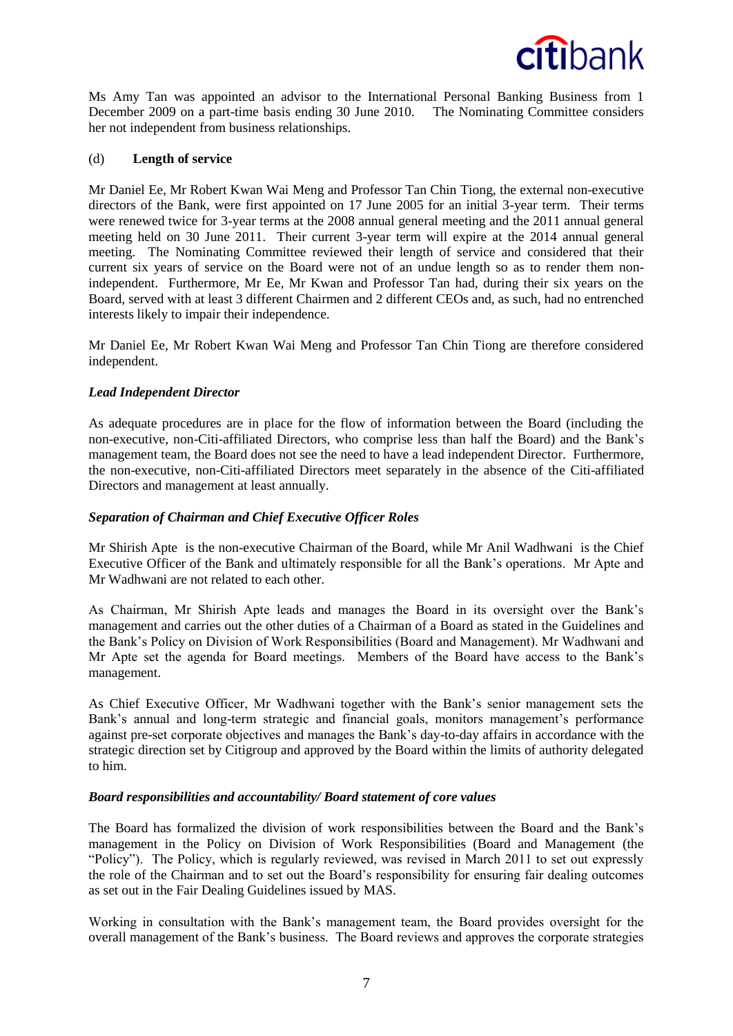Ms Amy Tan was appointed an advisor to the International Personal Banking Business from 1 December 2009 on a part-time basis ending 30 June 2010. The Nominating Committee considers her not independent from business relationships.

(d) **Length of service**

Mr Daniel Ee, Mr Robert Kwan Wai Meng and Professor Tan Chin Tiong, the external non-executive directors of the Bank, were first appointed on 17 June 2005 for an initial 3-year term. Their terms were renewed twice for 3-year terms at the 2008 annual general meeting and the 2011 annual general meeting held on 30 June 2011. Their current 3-year term will expire at the 2014 annual general meeting. The Nominating Committee reviewed their length of service and considered that their current six years of service on the Board were not of an undue length so as to render them non-independent. Furthermore, Mr Ee, Mr Kwan and Professor Tan had, during their six years on the Board, served with at least 3 different Chairmen and 2 different CEOs and, as such, had no entrenched interests likely to impair their independence.

Mr Daniel Ee, Mr Robert Kwan Wai Meng and Professor Tan Chin Tiong are therefore considered independent.

***Lead Independent Director***

As adequate procedures are in place for the flow of information between the Board (including the non-executive, non-Citi-affiliated Directors, who comprise less than half the Board) and the Bank's management team, the Board does not see the need to have a lead independent Director. Furthermore, the non-executive, non-Citi-affiliated Directors meet separately in the absence of the Citi-affiliated Directors and management at least annually.

***Separation of Chairman and Chief Executive Officer Roles***

Mr Shirish Apte is the non-executive Chairman of the Board, while Mr Anil Wadhwani is the Chief Executive Officer of the Bank and ultimately responsible for all the Bank's operations. Mr Apte and Mr Wadhwani are not related to each other.

As Chairman, Mr Shirish Apte leads and manages the Board in its oversight over the Bank's management and carries out the other duties of a Chairman of a Board as stated in the Guidelines and the Bank's Policy on Division of Work Responsibilities (Board and Management). Mr Wadhwani and Mr Apte set the agenda for Board meetings. Members of the Board have access to the Bank's management.

As Chief Executive Officer, Mr Wadhwani together with the Bank's senior management sets the Bank's annual and long-term strategic and financial goals, monitors management's performance against pre-set corporate objectives and manages the Bank's day-to-day affairs in accordance with the strategic direction set by Citigroup and approved by the Board within the limits of authority delegated to him.

***Board responsibilities and accountability/ Board statement of core values***

The Board has formalized the division of work responsibilities between the Board and the Bank's management in the Policy on Division of Work Responsibilities (Board and Management (the "Policy"). The Policy, which is regularly reviewed, was revised in March 2011 to set out expressly the role of the Chairman and to set out the Board's responsibility for ensuring fair dealing outcomes as set out in the Fair Dealing Guidelines issued by MAS.

Working in consultation with the Bank's management team, the Board provides oversight for the overall management of the Bank's business. The Board reviews and approves the corporate strategies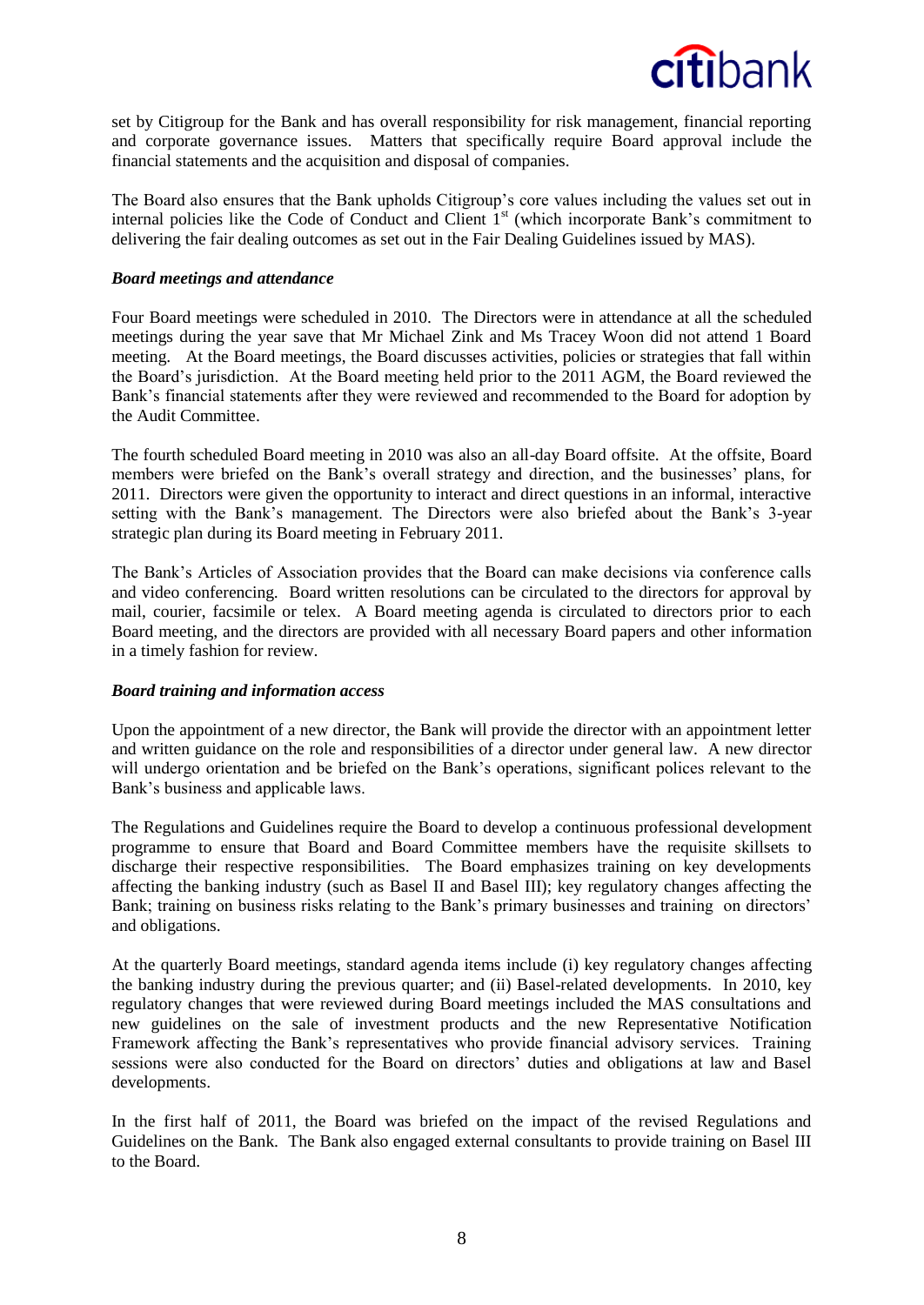set by Citigroup for the Bank and has overall responsibility for risk management, financial reporting and corporate governance issues. Matters that specifically require Board approval include the financial statements and the acquisition and disposal of companies.

The Board also ensures that the Bank upholds Citigroup's core values including the values set out in internal policies like the Code of Conduct and Client 1[st] (which incorporate Bank's commitment to delivering the fair dealing outcomes as set out in the Fair Dealing Guidelines issued by MAS).

***Board meetings and attendance***

Four Board meetings were scheduled in 2010. The Directors were in attendance at all the scheduled meetings during the year save that Mr Michael Zink and Ms Tracey Woon did not attend 1 Board meeting. At the Board meetings, the Board discusses activities, policies or strategies that fall within the Board's jurisdiction. At the Board meeting held prior to the 2011 AGM, the Board reviewed the Bank's financial statements after they were reviewed and recommended to the Board for adoption by the Audit Committee.

The fourth scheduled Board meeting in 2010 was also an all-day Board offsite. At the offsite, Board members were briefed on the Bank's overall strategy and direction, and the businesses' plans, for 2011. Directors were given the opportunity to interact and direct questions in an informal, interactive setting with the Bank's management. The Directors were also briefed about the Bank's 3-year strategic plan during its Board meeting in February 2011.

The Bank's Articles of Association provides that the Board can make decisions via conference calls and video conferencing. Board written resolutions can be circulated to the directors for approval by mail, courier, facsimile or telex. A Board meeting agenda is circulated to directors prior to each Board meeting, and the directors are provided with all necessary Board papers and other information in a timely fashion for review.

***Board training and information access***

Upon the appointment of a new director, the Bank will provide the director with an appointment letter and written guidance on the role and responsibilities of a director under general law. A new director will undergo orientation and be briefed on the Bank's operations, significant polices relevant to the Bank's business and applicable laws.

The Regulations and Guidelines require the Board to develop a continuous professional development programme to ensure that Board and Board Committee members have the requisite skillsets to discharge their respective responsibilities. The Board emphasizes training on key developments affecting the banking industry (such as Basel II and Basel III); key regulatory changes affecting the Bank; training on business risks relating to the Bank's primary businesses and training on directors' and obligations.

At the quarterly Board meetings, standard agenda items include (i) key regulatory changes affecting the banking industry during the previous quarter; and (ii) Basel-related developments. In 2010, key regulatory changes that were reviewed during Board meetings included the MAS consultations and new guidelines on the sale of investment products and the new Representative Notification Framework affecting the Bank's representatives who provide financial advisory services. Training sessions were also conducted for the Board on directors' duties and obligations at law and Basel developments.

In the first half of 2011, the Board was briefed on the impact of the revised Regulations and Guidelines on the Bank. The Bank also engaged external consultants to provide training on Basel III to the Board.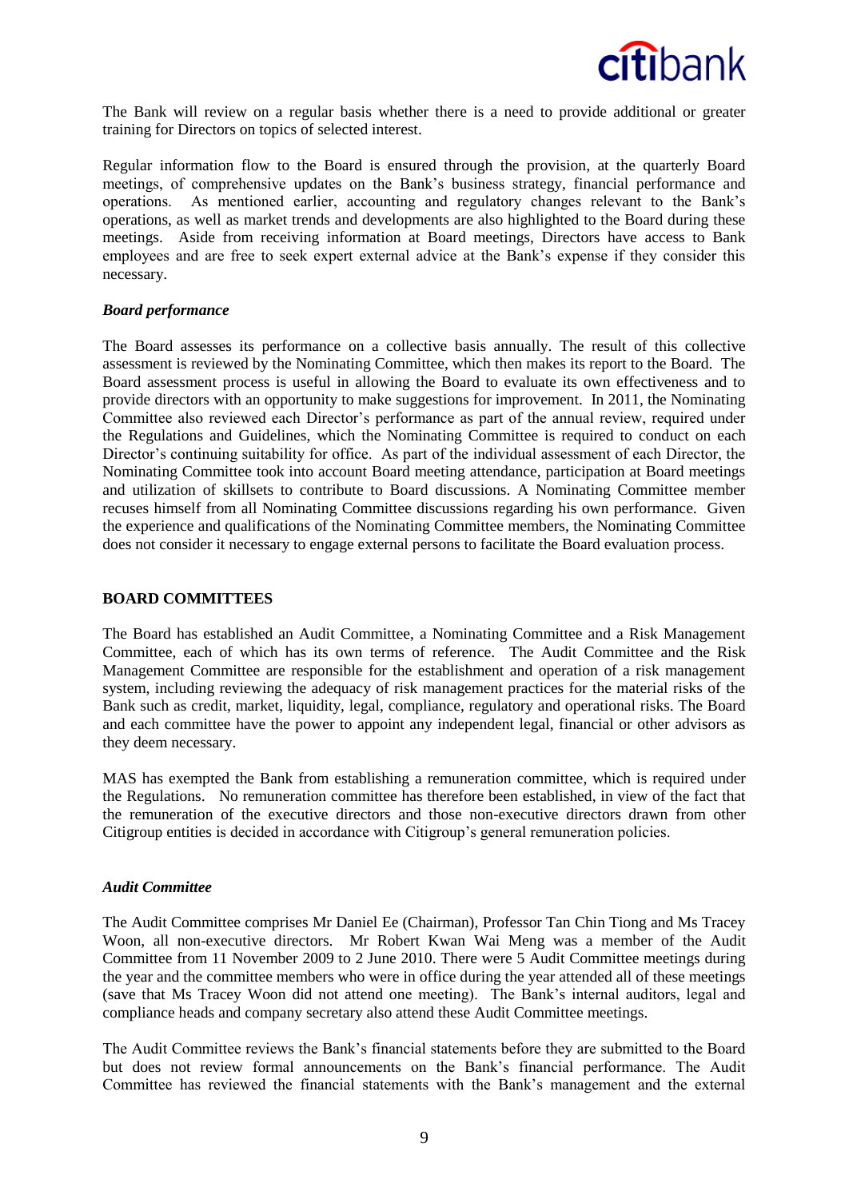The Bank will review on a regular basis whether there is a need to provide additional or greater training for Directors on topics of selected interest.

Regular information flow to the Board is ensured through the provision, at the quarterly Board meetings, of comprehensive updates on the Bank's business strategy, financial performance and operations. As mentioned earlier, accounting and regulatory changes relevant to the Bank's operations, as well as market trends and developments are also highlighted to the Board during these meetings. Aside from receiving information at Board meetings, Directors have access to Bank employees and are free to seek expert external advice at the Bank's expense if they consider this necessary.

### *Board performance*

The Board assesses its performance on a collective basis annually. The result of this collective assessment is reviewed by the Nominating Committee, which then makes its report to the Board. The Board assessment process is useful in allowing the Board to evaluate its own effectiveness and to provide directors with an opportunity to make suggestions for improvement. In 2011, the Nominating Committee also reviewed each Director's performance as part of the annual review, required under the Regulations and Guidelines, which the Nominating Committee is required to conduct on each Director's continuing suitability for office. As part of the individual assessment of each Director, the Nominating Committee took into account Board meeting attendance, participation at Board meetings and utilization of skillsets to contribute to Board discussions. A Nominating Committee member recuses himself from all Nominating Committee discussions regarding his own performance. Given the experience and qualifications of the Nominating Committee members, the Nominating Committee does not consider it necessary to engage external persons to facilitate the Board evaluation process.

## BOARD COMMITTEES

The Board has established an Audit Committee, a Nominating Committee and a Risk Management Committee, each of which has its own terms of reference. The Audit Committee and the Risk Management Committee are responsible for the establishment and operation of a risk management system, including reviewing the adequacy of risk management practices for the material risks of the Bank such as credit, market, liquidity, legal, compliance, regulatory and operational risks. The Board and each committee have the power to appoint any independent legal, financial or other advisors as they deem necessary.

MAS has exempted the Bank from establishing a remuneration committee, which is required under the Regulations. No remuneration committee has therefore been established, in view of the fact that the remuneration of the executive directors and those non-executive directors drawn from other Citigroup entities is decided in accordance with Citigroup's general remuneration policies.

### *Audit Committee*

The Audit Committee comprises Mr Daniel Ee (Chairman), Professor Tan Chin Tiong and Ms Tracey Woon, all non-executive directors. Mr Robert Kwan Wai Meng was a member of the Audit Committee from 11 November 2009 to 2 June 2010. There were 5 Audit Committee meetings during the year and the committee members who were in office during the year attended all of these meetings (save that Ms Tracey Woon did not attend one meeting). The Bank's internal auditors, legal and compliance heads and company secretary also attend these Audit Committee meetings.

The Audit Committee reviews the Bank's financial statements before they are submitted to the Board but does not review formal announcements on the Bank's financial performance. The Audit Committee has reviewed the financial statements with the Bank's management and the external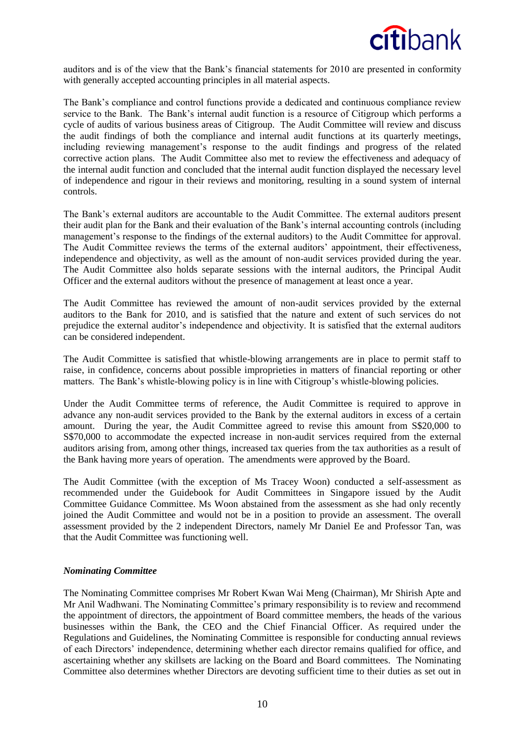auditors and is of the view that the Bank's financial statements for 2010 are presented in conformity with generally accepted accounting principles in all material aspects.

The Bank's compliance and control functions provide a dedicated and continuous compliance review service to the Bank. The Bank's internal audit function is a resource of Citigroup which performs a cycle of audits of various business areas of Citigroup. The Audit Committee will review and discuss the audit findings of both the compliance and internal audit functions at its quarterly meetings, including reviewing management's response to the audit findings and progress of the related corrective action plans. The Audit Committee also met to review the effectiveness and adequacy of the internal audit function and concluded that the internal audit function displayed the necessary level of independence and rigour in their reviews and monitoring, resulting in a sound system of internal controls.

The Bank's external auditors are accountable to the Audit Committee. The external auditors present their audit plan for the Bank and their evaluation of the Bank's internal accounting controls (including management's response to the findings of the external auditors) to the Audit Committee for approval. The Audit Committee reviews the terms of the external auditors' appointment, their effectiveness, independence and objectivity, as well as the amount of non-audit services provided during the year. The Audit Committee also holds separate sessions with the internal auditors, the Principal Audit Officer and the external auditors without the presence of management at least once a year.

The Audit Committee has reviewed the amount of non-audit services provided by the external auditors to the Bank for 2010, and is satisfied that the nature and extent of such services do not prejudice the external auditor's independence and objectivity. It is satisfied that the external auditors can be considered independent.

The Audit Committee is satisfied that whistle-blowing arrangements are in place to permit staff to raise, in confidence, concerns about possible improprieties in matters of financial reporting or other matters. The Bank's whistle-blowing policy is in line with Citigroup's whistle-blowing policies.

Under the Audit Committee terms of reference, the Audit Committee is required to approve in advance any non-audit services provided to the Bank by the external auditors in excess of a certain amount. During the year, the Audit Committee agreed to revise this amount from S$20,000 to S$70,000 to accommodate the expected increase in non-audit services required from the external auditors arising from, among other things, increased tax queries from the tax authorities as a result of the Bank having more years of operation. The amendments were approved by the Board.

The Audit Committee (with the exception of Ms Tracey Woon) conducted a self-assessment as recommended under the Guidebook for Audit Committees in Singapore issued by the Audit Committee Guidance Committee. Ms Woon abstained from the assessment as she had only recently joined the Audit Committee and would not be in a position to provide an assessment. The overall assessment provided by the 2 independent Directors, namely Mr Daniel Ee and Professor Tan, was that the Audit Committee was functioning well.

***Nominating Committee***

The Nominating Committee comprises Mr Robert Kwan Wai Meng (Chairman), Mr Shirish Apte and Mr Anil Wadhwani. The Nominating Committee's primary responsibility is to review and recommend the appointment of directors, the appointment of Board committee members, the heads of the various businesses within the Bank, the CEO and the Chief Financial Officer. As required under the Regulations and Guidelines, the Nominating Committee is responsible for conducting annual reviews of each Directors' independence, determining whether each director remains qualified for office, and ascertaining whether any skillsets are lacking on the Board and Board committees. The Nominating Committee also determines whether Directors are devoting sufficient time to their duties as set out in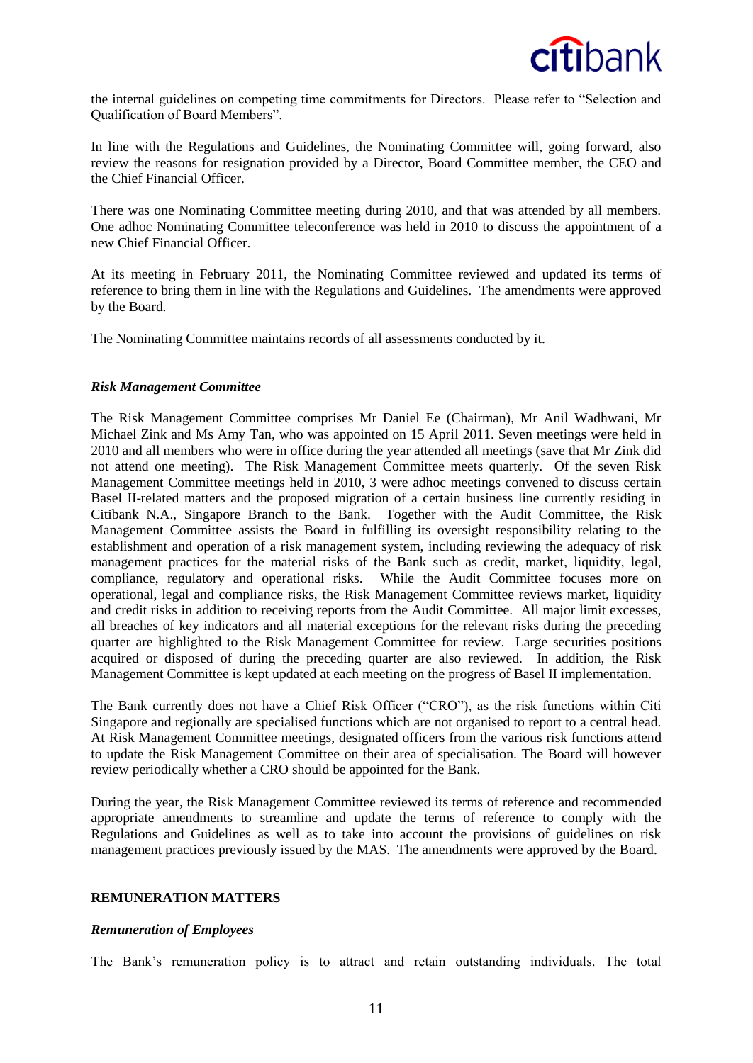the internal guidelines on competing time commitments for Directors. Please refer to "Selection and Qualification of Board Members".

In line with the Regulations and Guidelines, the Nominating Committee will, going forward, also review the reasons for resignation provided by a Director, Board Committee member, the CEO and the Chief Financial Officer.

There was one Nominating Committee meeting during 2010, and that was attended by all members. One adhoc Nominating Committee teleconference was held in 2010 to discuss the appointment of a new Chief Financial Officer.

At its meeting in February 2011, the Nominating Committee reviewed and updated its terms of reference to bring them in line with the Regulations and Guidelines. The amendments were approved by the Board.

The Nominating Committee maintains records of all assessments conducted by it.

***Risk Management Committee***

The Risk Management Committee comprises Mr Daniel Ee (Chairman), Mr Anil Wadhwani, Mr Michael Zink and Ms Amy Tan, who was appointed on 15 April 2011. Seven meetings were held in 2010 and all members who were in office during the year attended all meetings (save that Mr Zink did not attend one meeting). The Risk Management Committee meets quarterly. Of the seven Risk Management Committee meetings held in 2010, 3 were adhoc meetings convened to discuss certain Basel II-related matters and the proposed migration of a certain business line currently residing in Citibank N.A., Singapore Branch to the Bank. Together with the Audit Committee, the Risk Management Committee assists the Board in fulfilling its oversight responsibility relating to the establishment and operation of a risk management system, including reviewing the adequacy of risk management practices for the material risks of the Bank such as credit, market, liquidity, legal, compliance, regulatory and operational risks. While the Audit Committee focuses more on operational, legal and compliance risks, the Risk Management Committee reviews market, liquidity and credit risks in addition to receiving reports from the Audit Committee. All major limit excesses, all breaches of key indicators and all material exceptions for the relevant risks during the preceding quarter are highlighted to the Risk Management Committee for review. Large securities positions acquired or disposed of during the preceding quarter are also reviewed. In addition, the Risk Management Committee is kept updated at each meeting on the progress of Basel II implementation.

The Bank currently does not have a Chief Risk Officer ("CRO"), as the risk functions within Citi Singapore and regionally are specialised functions which are not organised to report to a central head. At Risk Management Committee meetings, designated officers from the various risk functions attend to update the Risk Management Committee on their area of specialisation. The Board will however review periodically whether a CRO should be appointed for the Bank.

During the year, the Risk Management Committee reviewed its terms of reference and recommended appropriate amendments to streamline and update the terms of reference to comply with the Regulations and Guidelines as well as to take into account the provisions of guidelines on risk management practices previously issued by the MAS. The amendments were approved by the Board.

**REMUNERATION MATTERS**

***Remuneration of Employees***

The Bank's remuneration policy is to attract and retain outstanding individuals. The total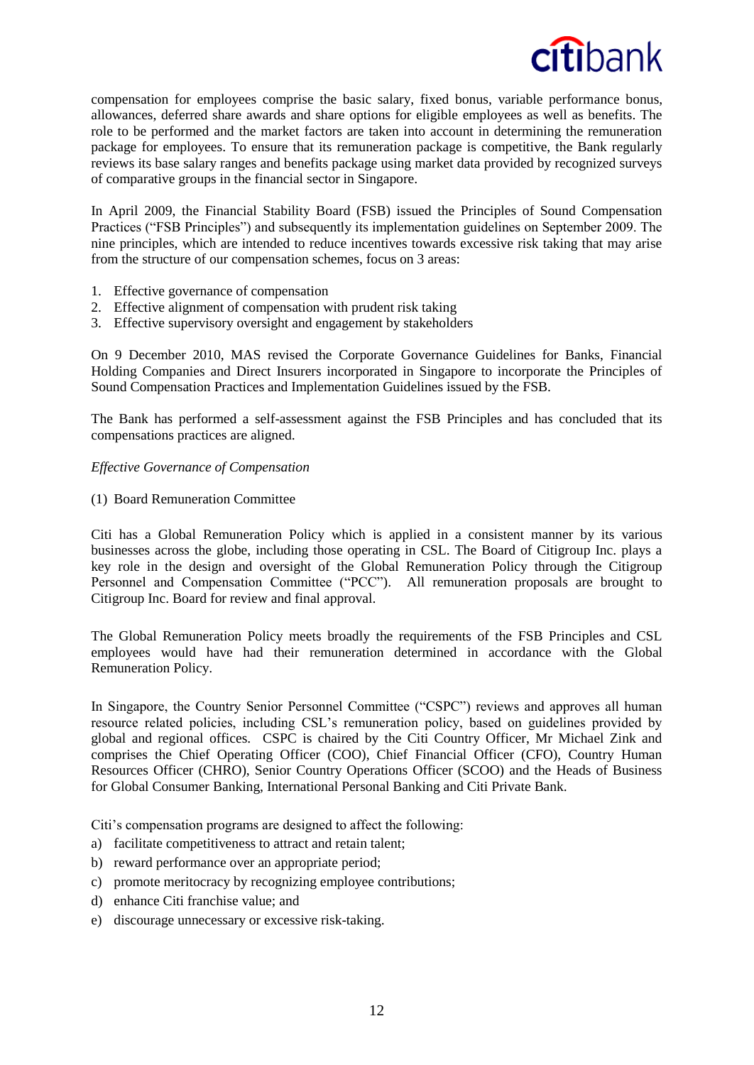compensation for employees comprise the basic salary, fixed bonus, variable performance bonus, allowances, deferred share awards and share options for eligible employees as well as benefits. The role to be performed and the market factors are taken into account in determining the remuneration package for employees. To ensure that its remuneration package is competitive, the Bank regularly reviews its base salary ranges and benefits package using market data provided by recognized surveys of comparative groups in the financial sector in Singapore.

In April 2009, the Financial Stability Board (FSB) issued the Principles of Sound Compensation Practices ("FSB Principles") and subsequently its implementation guidelines on September 2009. The nine principles, which are intended to reduce incentives towards excessive risk taking that may arise from the structure of our compensation schemes, focus on 3 areas:

1. Effective governance of compensation
2. Effective alignment of compensation with prudent risk taking
3. Effective supervisory oversight and engagement by stakeholders

On 9 December 2010, MAS revised the Corporate Governance Guidelines for Banks, Financial Holding Companies and Direct Insurers incorporated in Singapore to incorporate the Principles of Sound Compensation Practices and Implementation Guidelines issued by the FSB.

The Bank has performed a self-assessment against the FSB Principles and has concluded that its compensations practices are aligned.

*Effective Governance of Compensation*

(1) Board Remuneration Committee

Citi has a Global Remuneration Policy which is applied in a consistent manner by its various businesses across the globe, including those operating in CSL. The Board of Citigroup Inc. plays a key role in the design and oversight of the Global Remuneration Policy through the Citigroup Personnel and Compensation Committee ("PCC"). All remuneration proposals are brought to Citigroup Inc. Board for review and final approval.

The Global Remuneration Policy meets broadly the requirements of the FSB Principles and CSL employees would have had their remuneration determined in accordance with the Global Remuneration Policy.

In Singapore, the Country Senior Personnel Committee ("CSPC") reviews and approves all human resource related policies, including CSL's remuneration policy, based on guidelines provided by global and regional offices. CSPC is chaired by the Citi Country Officer, Mr Michael Zink and comprises the Chief Operating Officer (COO), Chief Financial Officer (CFO), Country Human Resources Officer (CHRO), Senior Country Operations Officer (SCOO) and the Heads of Business for Global Consumer Banking, International Personal Banking and Citi Private Bank.

Citi's compensation programs are designed to affect the following:

a) facilitate competitiveness to attract and retain talent;
b) reward performance over an appropriate period;
c) promote meritocracy by recognizing employee contributions;
d) enhance Citi franchise value; and
e) discourage unnecessary or excessive risk-taking.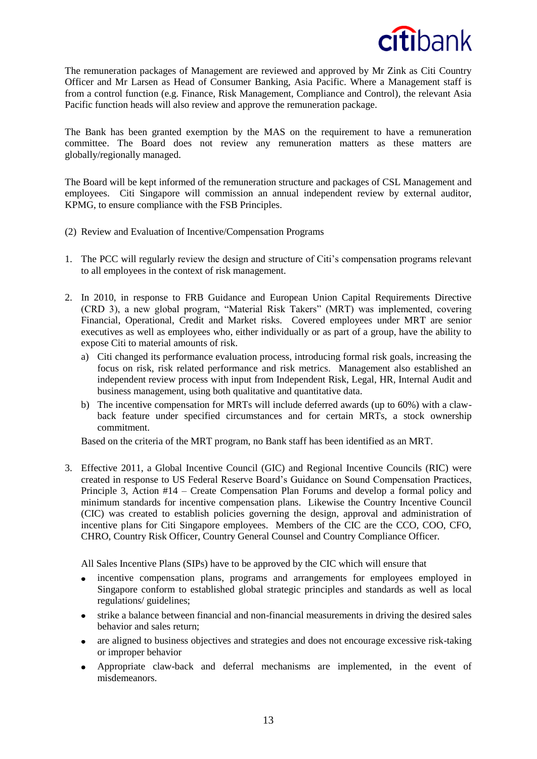The remuneration packages of Management are reviewed and approved by Mr Zink as Citi Country Officer and Mr Larsen as Head of Consumer Banking, Asia Pacific. Where a Management staff is from a control function (e.g. Finance, Risk Management, Compliance and Control), the relevant Asia Pacific function heads will also review and approve the remuneration package.

The Bank has been granted exemption by the MAS on the requirement to have a remuneration committee. The Board does not review any remuneration matters as these matters are globally/regionally managed.

The Board will be kept informed of the remuneration structure and packages of CSL Management and employees. Citi Singapore will commission an annual independent review by external auditor, KPMG, to ensure compliance with the FSB Principles.

(2) Review and Evaluation of Incentive/Compensation Programs

1. The PCC will regularly review the design and structure of Citi's compensation programs relevant to all employees in the context of risk management.

2. In 2010, in response to FRB Guidance and European Union Capital Requirements Directive (CRD 3), a new global program, "Material Risk Takers" (MRT) was implemented, covering Financial, Operational, Credit and Market risks. Covered employees under MRT are senior executives as well as employees who, either individually or as part of a group, have the ability to expose Citi to material amounts of risk.
   a) Citi changed its performance evaluation process, introducing formal risk goals, increasing the focus on risk, risk related performance and risk metrics. Management also established an independent review process with input from Independent Risk, Legal, HR, Internal Audit and business management, using both qualitative and quantitative data.
   b) The incentive compensation for MRTs will include deferred awards (up to 60%) with a claw-back feature under specified circumstances and for certain MRTs, a stock ownership commitment.

   Based on the criteria of the MRT program, no Bank staff has been identified as an MRT.

3. Effective 2011, a Global Incentive Council (GIC) and Regional Incentive Councils (RIC) were created in response to US Federal Reserve Board's Guidance on Sound Compensation Practices, Principle 3, Action #14 – Create Compensation Plan Forums and develop a formal policy and minimum standards for incentive compensation plans. Likewise the Country Incentive Council (CIC) was created to establish policies governing the design, approval and administration of incentive plans for Citi Singapore employees. Members of the CIC are the CCO, COO, CFO, CHRO, Country Risk Officer, Country General Counsel and Country Compliance Officer.

   All Sales Incentive Plans (SIPs) have to be approved by the CIC which will ensure that
   - incentive compensation plans, programs and arrangements for employees employed in Singapore conform to established global strategic principles and standards as well as local regulations/ guidelines;
   - strike a balance between financial and non-financial measurements in driving the desired sales behavior and sales return;
   - are aligned to business objectives and strategies and does not encourage excessive risk-taking or improper behavior
   - Appropriate claw-back and deferral mechanisms are implemented, in the event of misdemeanors.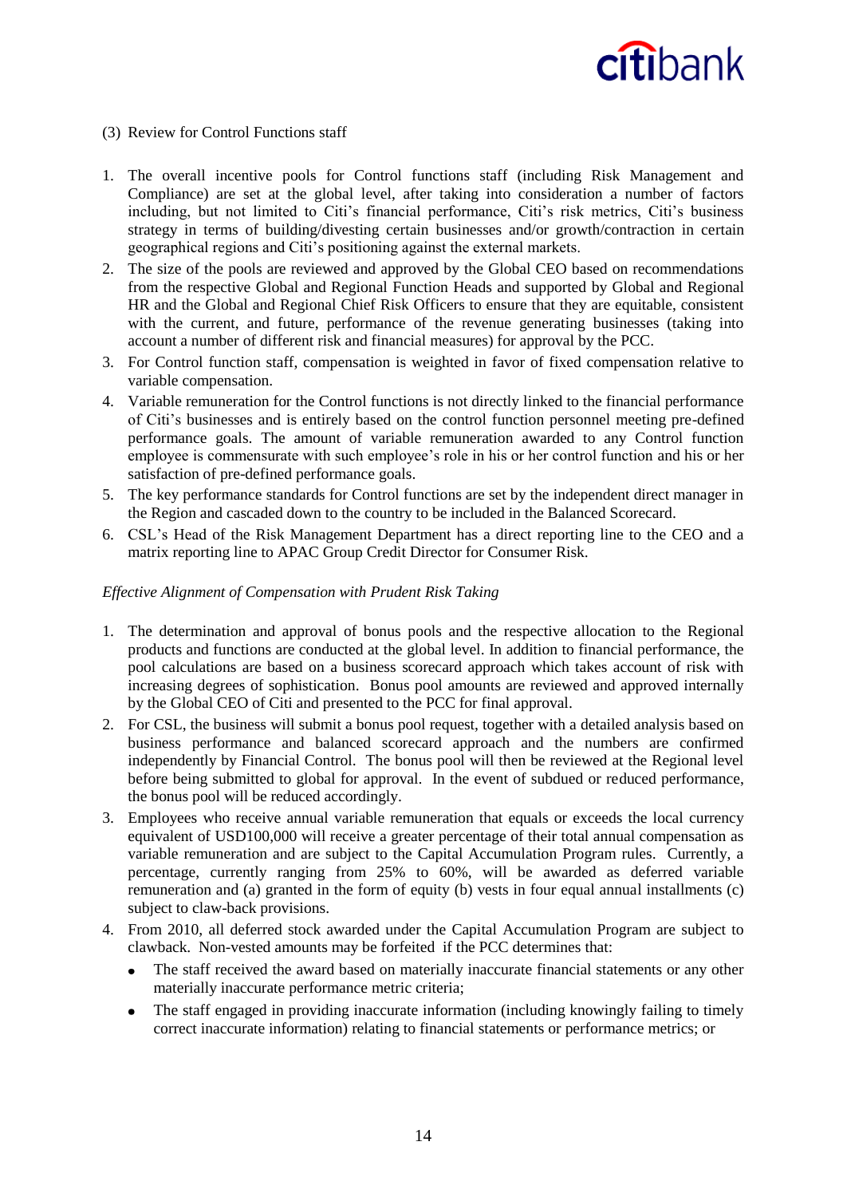(3) Review for Control Functions staff

1. The overall incentive pools for Control functions staff (including Risk Management and Compliance) are set at the global level, after taking into consideration a number of factors including, but not limited to Citi's financial performance, Citi's risk metrics, Citi's business strategy in terms of building/divesting certain businesses and/or growth/contraction in certain geographical regions and Citi's positioning against the external markets.
2. The size of the pools are reviewed and approved by the Global CEO based on recommendations from the respective Global and Regional Function Heads and supported by Global and Regional HR and the Global and Regional Chief Risk Officers to ensure that they are equitable, consistent with the current, and future, performance of the revenue generating businesses (taking into account a number of different risk and financial measures) for approval by the PCC.
3. For Control function staff, compensation is weighted in favor of fixed compensation relative to variable compensation.
4. Variable remuneration for the Control functions is not directly linked to the financial performance of Citi's businesses and is entirely based on the control function personnel meeting pre-defined performance goals. The amount of variable remuneration awarded to any Control function employee is commensurate with such employee's role in his or her control function and his or her satisfaction of pre-defined performance goals.
5. The key performance standards for Control functions are set by the independent direct manager in the Region and cascaded down to the country to be included in the Balanced Scorecard.
6. CSL's Head of the Risk Management Department has a direct reporting line to the CEO and a matrix reporting line to APAC Group Credit Director for Consumer Risk.

*Effective Alignment of Compensation with Prudent Risk Taking*

1. The determination and approval of bonus pools and the respective allocation to the Regional products and functions are conducted at the global level. In addition to financial performance, the pool calculations are based on a business scorecard approach which takes account of risk with increasing degrees of sophistication. Bonus pool amounts are reviewed and approved internally by the Global CEO of Citi and presented to the PCC for final approval.
2. For CSL, the business will submit a bonus pool request, together with a detailed analysis based on business performance and balanced scorecard approach and the numbers are confirmed independently by Financial Control. The bonus pool will then be reviewed at the Regional level before being submitted to global for approval. In the event of subdued or reduced performance, the bonus pool will be reduced accordingly.
3. Employees who receive annual variable remuneration that equals or exceeds the local currency equivalent of USD100,000 will receive a greater percentage of their total annual compensation as variable remuneration and are subject to the Capital Accumulation Program rules. Currently, a percentage, currently ranging from 25% to 60%, will be awarded as deferred variable remuneration and (a) granted in the form of equity (b) vests in four equal annual installments (c) subject to claw-back provisions.
4. From 2010, all deferred stock awarded under the Capital Accumulation Program are subject to clawback. Non-vested amounts may be forfeited if the PCC determines that:
   - The staff received the award based on materially inaccurate financial statements or any other materially inaccurate performance metric criteria;
   - The staff engaged in providing inaccurate information (including knowingly failing to timely correct inaccurate information) relating to financial statements or performance metrics; or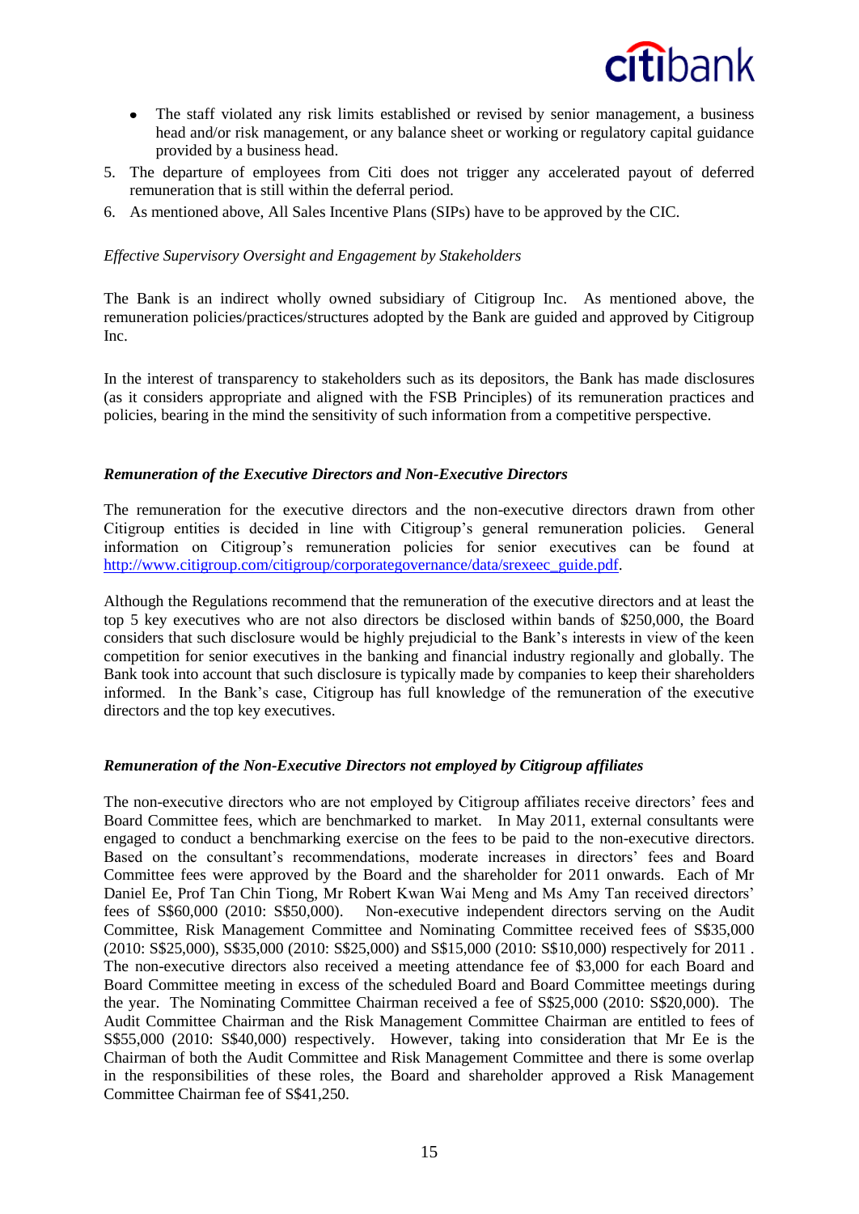- The staff violated any risk limits established or revised by senior management, a business head and/or risk management, or any balance sheet or working or regulatory capital guidance provided by a business head.

5. The departure of employees from Citi does not trigger any accelerated payout of deferred remuneration that is still within the deferral period.
6. As mentioned above, All Sales Incentive Plans (SIPs) have to be approved by the CIC.

*Effective Supervisory Oversight and Engagement by Stakeholders*

The Bank is an indirect wholly owned subsidiary of Citigroup Inc. As mentioned above, the remuneration policies/practices/structures adopted by the Bank are guided and approved by Citigroup Inc.

In the interest of transparency to stakeholders such as its depositors, the Bank has made disclosures (as it considers appropriate and aligned with the FSB Principles) of its remuneration practices and policies, bearing in the mind the sensitivity of such information from a competitive perspective.

***Remuneration of the Executive Directors and Non-Executive Directors***

The remuneration for the executive directors and the non-executive directors drawn from other Citigroup entities is decided in line with Citigroup's general remuneration policies. General information on Citigroup's remuneration policies for senior executives can be found at http://www.citigroup.com/citigroup/corporategovernance/data/srexeec_guide.pdf.

Although the Regulations recommend that the remuneration of the executive directors and at least the top 5 key executives who are not also directors be disclosed within bands of $250,000, the Board considers that such disclosure would be highly prejudicial to the Bank's interests in view of the keen competition for senior executives in the banking and financial industry regionally and globally. The Bank took into account that such disclosure is typically made by companies to keep their shareholders informed. In the Bank's case, Citigroup has full knowledge of the remuneration of the executive directors and the top key executives.

***Remuneration of the Non-Executive Directors not employed by Citigroup affiliates***

The non-executive directors who are not employed by Citigroup affiliates receive directors' fees and Board Committee fees, which are benchmarked to market. In May 2011, external consultants were engaged to conduct a benchmarking exercise on the fees to be paid to the non-executive directors. Based on the consultant's recommendations, moderate increases in directors' fees and Board Committee fees were approved by the Board and the shareholder for 2011 onwards. Each of Mr Daniel Ee, Prof Tan Chin Tiong, Mr Robert Kwan Wai Meng and Ms Amy Tan received directors' fees of S$60,000 (2010: S$50,000). Non-executive independent directors serving on the Audit Committee, Risk Management Committee and Nominating Committee received fees of S$35,000 (2010: S$25,000), S$35,000 (2010: S$25,000) and S$15,000 (2010: S$10,000) respectively for 2011 . The non-executive directors also received a meeting attendance fee of $3,000 for each Board and Board Committee meeting in excess of the scheduled Board and Board Committee meetings during the year. The Nominating Committee Chairman received a fee of S$25,000 (2010: S$20,000). The Audit Committee Chairman and the Risk Management Committee Chairman are entitled to fees of S$55,000 (2010: S$40,000) respectively. However, taking into consideration that Mr Ee is the Chairman of both the Audit Committee and Risk Management Committee and there is some overlap in the responsibilities of these roles, the Board and shareholder approved a Risk Management Committee Chairman fee of S$41,250.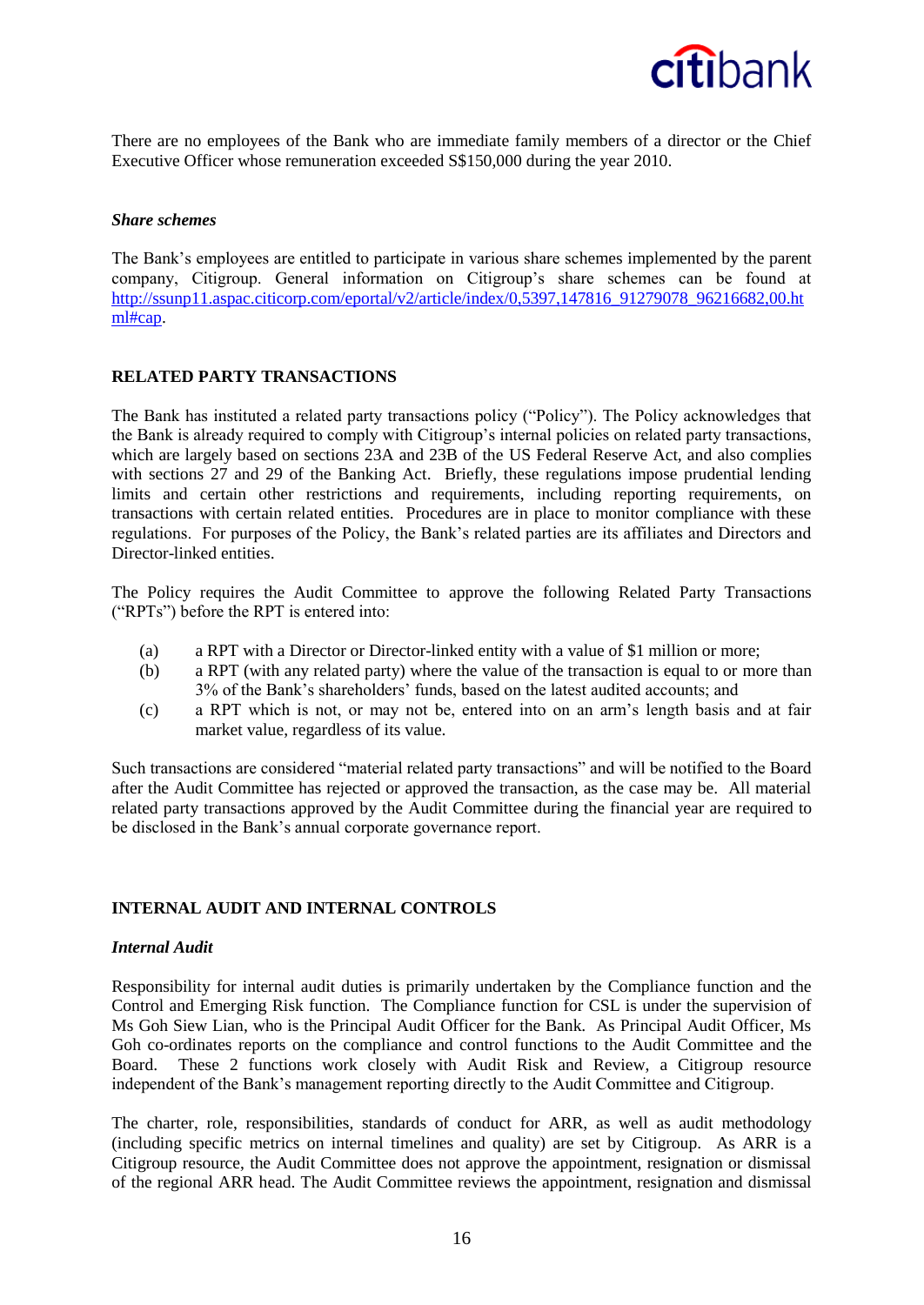There are no employees of the Bank who are immediate family members of a director or the Chief Executive Officer whose remuneration exceeded S$150,000 during the year 2010.

***Share schemes***

The Bank's employees are entitled to participate in various share schemes implemented by the parent company, Citigroup. General information on Citigroup's share schemes can be found at http://ssunp11.aspac.citicorp.com/eportal/v2/article/index/0,5397,147816_91279078_96216682,00.html#cap.

## RELATED PARTY TRANSACTIONS

The Bank has instituted a related party transactions policy ("Policy"). The Policy acknowledges that the Bank is already required to comply with Citigroup's internal policies on related party transactions, which are largely based on sections 23A and 23B of the US Federal Reserve Act, and also complies with sections 27 and 29 of the Banking Act. Briefly, these regulations impose prudential lending limits and certain other restrictions and requirements, including reporting requirements, on transactions with certain related entities. Procedures are in place to monitor compliance with these regulations. For purposes of the Policy, the Bank's related parties are its affiliates and Directors and Director-linked entities.

The Policy requires the Audit Committee to approve the following Related Party Transactions ("RPTs") before the RPT is entered into:

(a) a RPT with a Director or Director-linked entity with a value of $1 million or more;

(b) a RPT (with any related party) where the value of the transaction is equal to or more than 3% of the Bank's shareholders' funds, based on the latest audited accounts; and

(c) a RPT which is not, or may not be, entered into on an arm's length basis and at fair market value, regardless of its value.

Such transactions are considered "material related party transactions" and will be notified to the Board after the Audit Committee has rejected or approved the transaction, as the case may be. All material related party transactions approved by the Audit Committee during the financial year are required to be disclosed in the Bank's annual corporate governance report.

## INTERNAL AUDIT AND INTERNAL CONTROLS

***Internal Audit***

Responsibility for internal audit duties is primarily undertaken by the Compliance function and the Control and Emerging Risk function. The Compliance function for CSL is under the supervision of Ms Goh Siew Lian, who is the Principal Audit Officer for the Bank. As Principal Audit Officer, Ms Goh co-ordinates reports on the compliance and control functions to the Audit Committee and the Board. These 2 functions work closely with Audit Risk and Review, a Citigroup resource independent of the Bank's management reporting directly to the Audit Committee and Citigroup.

The charter, role, responsibilities, standards of conduct for ARR, as well as audit methodology (including specific metrics on internal timelines and quality) are set by Citigroup. As ARR is a Citigroup resource, the Audit Committee does not approve the appointment, resignation or dismissal of the regional ARR head. The Audit Committee reviews the appointment, resignation and dismissal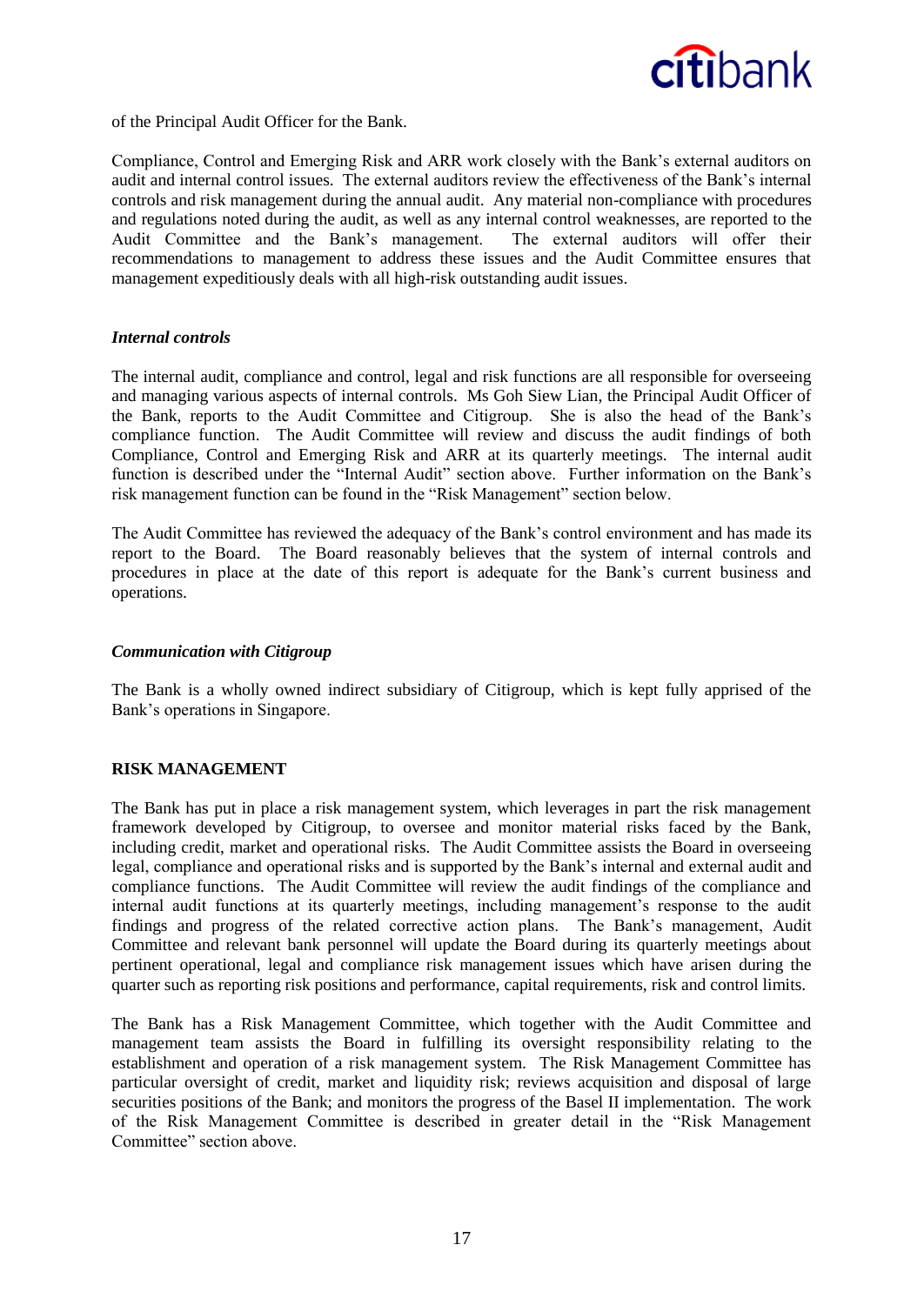of the Principal Audit Officer for the Bank.

Compliance, Control and Emerging Risk and ARR work closely with the Bank's external auditors on audit and internal control issues. The external auditors review the effectiveness of the Bank's internal controls and risk management during the annual audit. Any material non-compliance with procedures and regulations noted during the audit, as well as any internal control weaknesses, are reported to the Audit Committee and the Bank's management. The external auditors will offer their recommendations to management to address these issues and the Audit Committee ensures that management expeditiously deals with all high-risk outstanding audit issues.

***Internal controls***

The internal audit, compliance and control, legal and risk functions are all responsible for overseeing and managing various aspects of internal controls. Ms Goh Siew Lian, the Principal Audit Officer of the Bank, reports to the Audit Committee and Citigroup. She is also the head of the Bank's compliance function. The Audit Committee will review and discuss the audit findings of both Compliance, Control and Emerging Risk and ARR at its quarterly meetings. The internal audit function is described under the "Internal Audit" section above. Further information on the Bank's risk management function can be found in the "Risk Management" section below.

The Audit Committee has reviewed the adequacy of the Bank's control environment and has made its report to the Board. The Board reasonably believes that the system of internal controls and procedures in place at the date of this report is adequate for the Bank's current business and operations.

***Communication with Citigroup***

The Bank is a wholly owned indirect subsidiary of Citigroup, which is kept fully apprised of the Bank's operations in Singapore.

**RISK MANAGEMENT**

The Bank has put in place a risk management system, which leverages in part the risk management framework developed by Citigroup, to oversee and monitor material risks faced by the Bank, including credit, market and operational risks. The Audit Committee assists the Board in overseeing legal, compliance and operational risks and is supported by the Bank's internal and external audit and compliance functions. The Audit Committee will review the audit findings of the compliance and internal audit functions at its quarterly meetings, including management's response to the audit findings and progress of the related corrective action plans. The Bank's management, Audit Committee and relevant bank personnel will update the Board during its quarterly meetings about pertinent operational, legal and compliance risk management issues which have arisen during the quarter such as reporting risk positions and performance, capital requirements, risk and control limits.

The Bank has a Risk Management Committee, which together with the Audit Committee and management team assists the Board in fulfilling its oversight responsibility relating to the establishment and operation of a risk management system. The Risk Management Committee has particular oversight of credit, market and liquidity risk; reviews acquisition and disposal of large securities positions of the Bank; and monitors the progress of the Basel II implementation. The work of the Risk Management Committee is described in greater detail in the "Risk Management Committee" section above.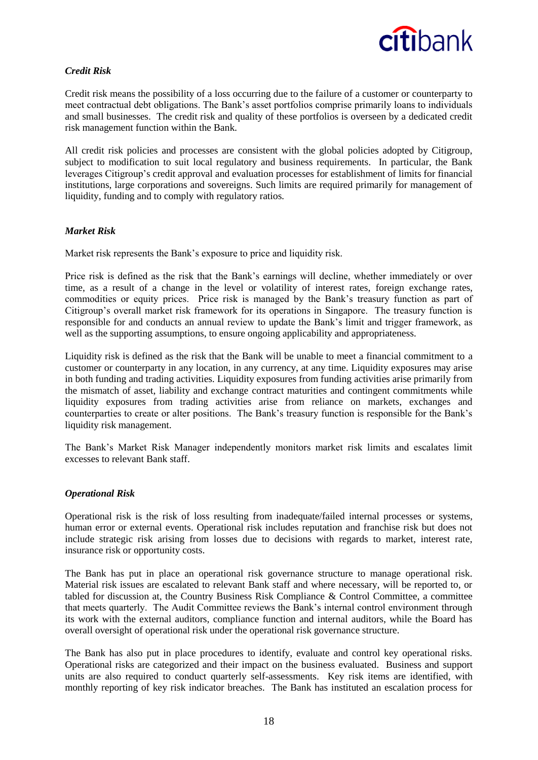### *Credit Risk*

Credit risk means the possibility of a loss occurring due to the failure of a customer or counterparty to meet contractual debt obligations. The Bank's asset portfolios comprise primarily loans to individuals and small businesses. The credit risk and quality of these portfolios is overseen by a dedicated credit risk management function within the Bank.

All credit risk policies and processes are consistent with the global policies adopted by Citigroup, subject to modification to suit local regulatory and business requirements. In particular, the Bank leverages Citigroup's credit approval and evaluation processes for establishment of limits for financial institutions, large corporations and sovereigns. Such limits are required primarily for management of liquidity, funding and to comply with regulatory ratios.

### *Market Risk*

Market risk represents the Bank's exposure to price and liquidity risk.

Price risk is defined as the risk that the Bank's earnings will decline, whether immediately or over time, as a result of a change in the level or volatility of interest rates, foreign exchange rates, commodities or equity prices. Price risk is managed by the Bank's treasury function as part of Citigroup's overall market risk framework for its operations in Singapore. The treasury function is responsible for and conducts an annual review to update the Bank's limit and trigger framework, as well as the supporting assumptions, to ensure ongoing applicability and appropriateness.

Liquidity risk is defined as the risk that the Bank will be unable to meet a financial commitment to a customer or counterparty in any location, in any currency, at any time. Liquidity exposures may arise in both funding and trading activities. Liquidity exposures from funding activities arise primarily from the mismatch of asset, liability and exchange contract maturities and contingent commitments while liquidity exposures from trading activities arise from reliance on markets, exchanges and counterparties to create or alter positions. The Bank's treasury function is responsible for the Bank's liquidity risk management.

The Bank's Market Risk Manager independently monitors market risk limits and escalates limit excesses to relevant Bank staff.

### *Operational Risk*

Operational risk is the risk of loss resulting from inadequate/failed internal processes or systems, human error or external events. Operational risk includes reputation and franchise risk but does not include strategic risk arising from losses due to decisions with regards to market, interest rate, insurance risk or opportunity costs.

The Bank has put in place an operational risk governance structure to manage operational risk. Material risk issues are escalated to relevant Bank staff and where necessary, will be reported to, or tabled for discussion at, the Country Business Risk Compliance & Control Committee, a committee that meets quarterly. The Audit Committee reviews the Bank's internal control environment through its work with the external auditors, compliance function and internal auditors, while the Board has overall oversight of operational risk under the operational risk governance structure.

The Bank has also put in place procedures to identify, evaluate and control key operational risks. Operational risks are categorized and their impact on the business evaluated. Business and support units are also required to conduct quarterly self-assessments. Key risk items are identified, with monthly reporting of key risk indicator breaches. The Bank has instituted an escalation process for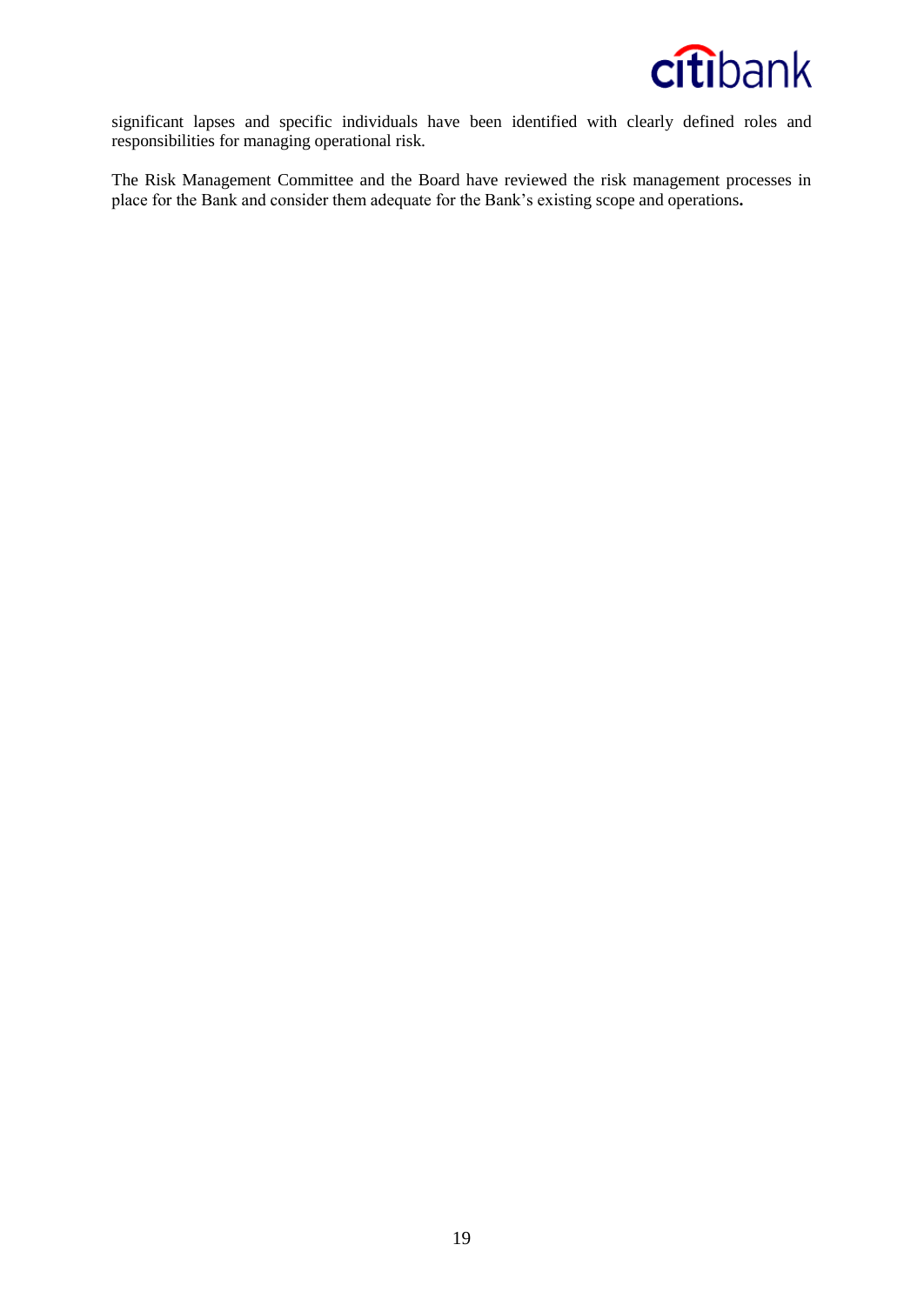significant lapses and specific individuals have been identified with clearly defined roles and responsibilities for managing operational risk.

The Risk Management Committee and the Board have reviewed the risk management processes in place for the Bank and consider them adequate for the Bank's existing scope and operations**.**